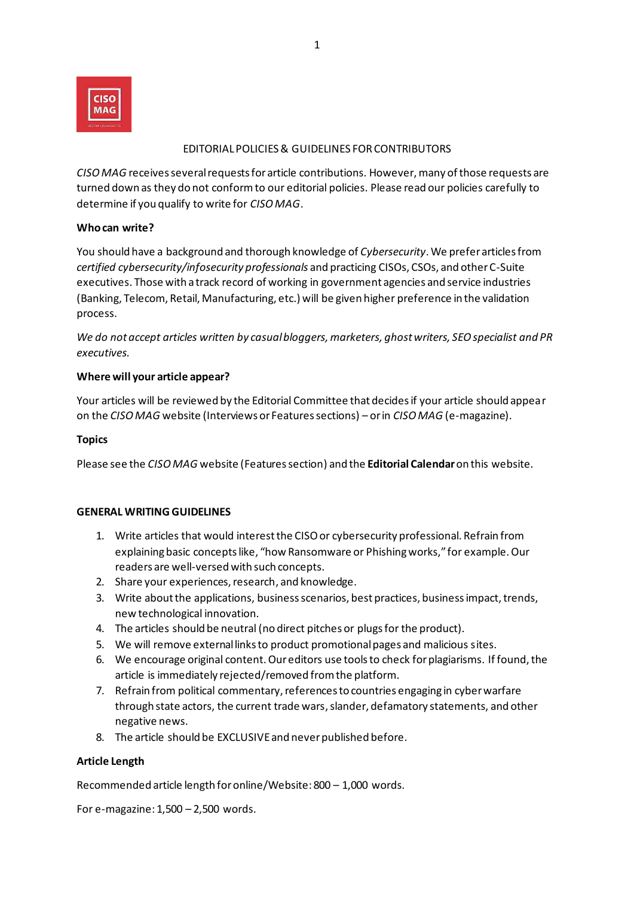# EDITORIAL POLICIES & GUIDELINES FOR CONTRIBUTORS

*CISO MAG* receives several requests for article contributions. However, many of those requests are turned down as they do not conform to our editorial policies. Please read our policies carefully to determine if you qualify to write for *CISO MAG*.

**Who can write?**

You should have a background and thorough knowledge of *Cybersecurity*. We prefer articles from *certified cybersecurity/infosecurity professionals* and practicing CISOs, CSOs, and other C-Suite executives. Those with a track record of working in government agencies and service industries (Banking, Telecom, Retail, Manufacturing, etc.) will be given higher preference in the validation process.

*We do not accept articles written by casual bloggers, marketers, ghost writers, SEO specialist and PR executives.*

**Where will your article appear?**

Your articles will be reviewed by the Editorial Committee that decides if your article should appear on the *CISO MAG* website (Interviews or Features sections) – or in *CISO MAG* (e-magazine).

**Topics**

Please see the *CISO MAG* website (Features section) and the **Editorial Calendar** on this website.

**GENERAL WRITING GUIDELINES**

1. Write articles that would interest the CISO or cybersecurity professional. Refrain from explaining basic concepts like, "how Ransomware or Phishing works," for example. Our readers are well-versed with such concepts.
2. Share your experiences, research, and knowledge.
3. Write about the applications, business scenarios, best practices, business impact, trends, new technological innovation.
4. The articles should be neutral (no direct pitches or plugs for the product).
5. We will remove external links to product promotional pages and malicious sites.
6. We encourage original content. Our editors use tools to check for plagiarisms. If found, the article is immediately rejected/removed from the platform.
7. Refrain from political commentary, references to countries engaging in cyber warfare through state actors, the current trade wars, slander, defamatory statements, and other negative news.
8. The article should be EXCLUSIVE and never published before.

**Article Length**

Recommended article length for online/Website: 800 – 1,000 words.

For e-magazine: 1,500 – 2,500 words.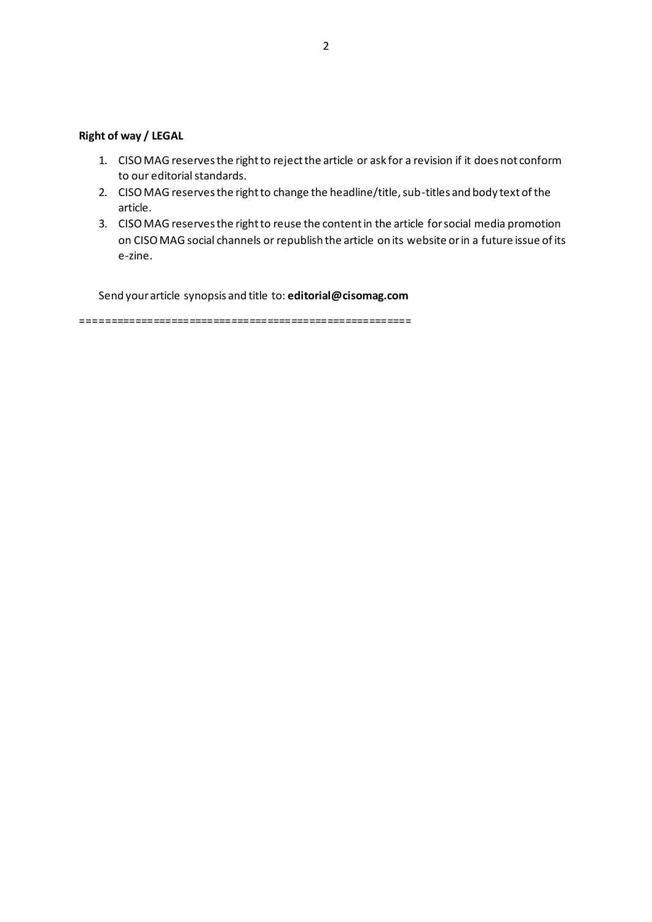**Right of way / LEGAL**

1. CISO MAG reserves the right to reject the article or ask for a revision if it does not conform to our editorial standards.
2. CISO MAG reserves the right to change the headline/title, sub-titles and body text of the article.
3. CISO MAG reserves the right to reuse the content in the article for social media promotion on CISO MAG social channels or republish the article on its website or in a future issue of its e-zine.

Send your article synopsis and title to: **editorial@cisomag.com**

=====================================================